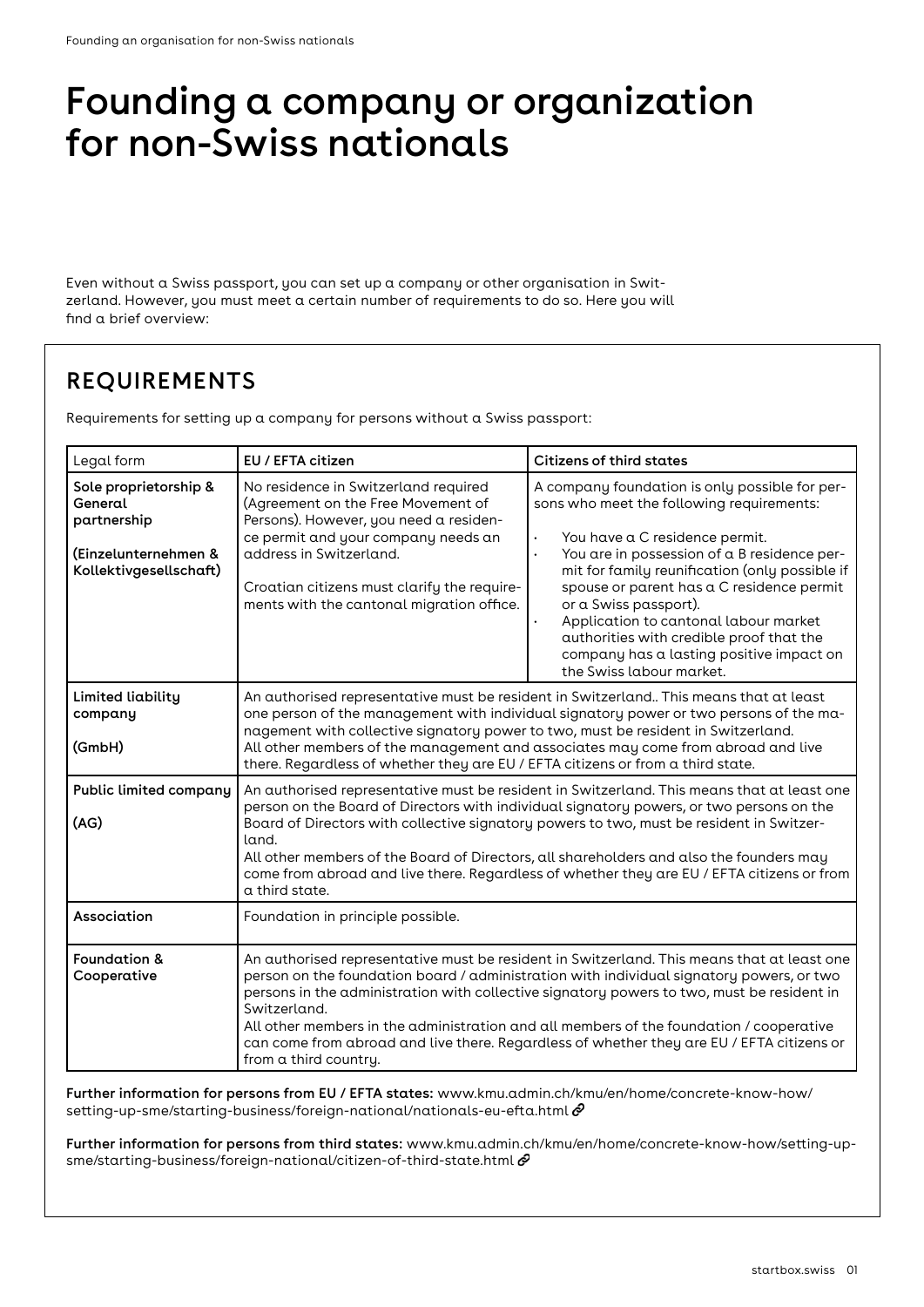# Founding a company or organization for non-Swiss nationals

Even without a Swiss passport, you can set up a company or other organisation in Switzerland. However, you must meet a certain number of requirements to do so. Here you will find a brief overview:

## REQUIREMENTS

Requirements for setting up a company for persons without a Swiss passport:

| Legal form | EU / EFTA citizen | Citizens of third states |
|---|---|---|
| **Sole proprietorship & General partnership**<br><br>**(Einzelunternehmen & Kollektivgesellschaft)** | No residence in Switzerland required (Agreement on the Free Movement of Persons). However, you need a residence permit and your company needs an address in Switzerland.<br><br>Croatian citizens must clarify the requirements with the cantonal migration office. | A company foundation is only possible for persons who meet the following requirements:<br><br>• You have a C residence permit.<br>• You are in possession of a B residence permit for family reunification (only possible if spouse or parent has a C residence permit or a Swiss passport).<br>• Application to cantonal labour market authorities with credible proof that the company has a lasting positive impact on the Swiss labour market. |
| **Limited liability company**<br><br>**(GmbH)** | An authorised representative must be resident in Switzerland.. This means that at least one person of the management with individual signatory power or two persons of the management with collective signatory power to two, must be resident in Switzerland.<br>All other members of the management and associates may come from abroad and live there. Regardless of whether they are EU / EFTA citizens or from a third state. | |
| **Public limited company**<br><br>**(AG)** | An authorised representative must be resident in Switzerland. This means that at least one person on the Board of Directors with individual signatory powers, or two persons on the Board of Directors with collective signatory powers to two, must be resident in Switzerland.<br>All other members of the Board of Directors, all shareholders and also the founders may come from abroad and live there. Regardless of whether they are EU / EFTA citizens or from a third state. | |
| **Association** | Foundation in principle possible. | |
| **Foundation & Cooperative** | An authorised representative must be resident in Switzerland. This means that at least one person on the foundation board / administration with individual signatory powers, or two persons in the administration with collective signatory powers to two, must be resident in Switzerland.<br>All other members in the administration and all members of the foundation / cooperative can come from abroad and live there. Regardless of whether they are EU / EFTA citizens or from a third country. | |

**Further information for persons from EU / EFTA states:** www.kmu.admin.ch/kmu/en/home/concrete-know-how/setting-up-sme/starting-business/foreign-national/nationals-eu-efta.html

**Further information for persons from third states:** www.kmu.admin.ch/kmu/en/home/concrete-know-how/setting-up-sme/starting-business/foreign-national/citizen-of-third-state.html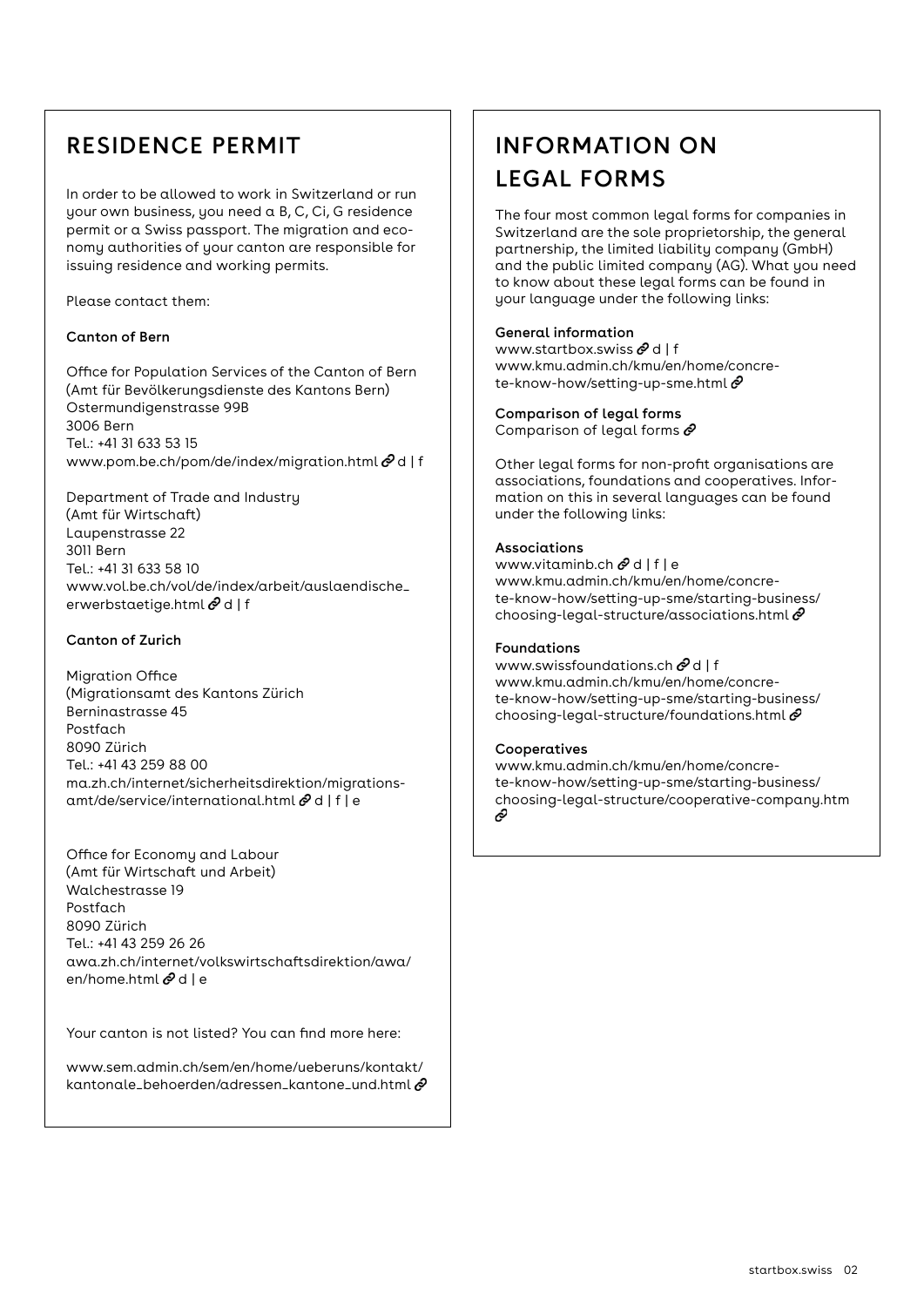## RESIDENCE PERMIT

In order to be allowed to work in Switzerland or run your own business, you need a B, C, Ci, G residence permit or a Swiss passport. The migration and economy authorities of your canton are responsible for issuing residence and working permits.

Please contact them:

**Canton of Bern**

Office for Population Services of the Canton of Bern
(Amt für Bevölkerungsdienste des Kantons Bern)
Ostermundigenstrasse 99B
3006 Bern
Tel.: +41 31 633 53 15
www.pom.be.ch/pom/de/index/migration.html d | f

Department of Trade and Industry
(Amt für Wirtschaft)
Laupenstrasse 22
3011 Bern
Tel.: +41 31 633 58 10
www.vol.be.ch/vol/de/index/arbeit/auslaendische_erwerbstaetige.html d | f

**Canton of Zurich**

Migration Office
(Migrationsamt des Kantons Zürich
Berninastrasse 45
Postfach
8090 Zürich
Tel.: +41 43 259 88 00
ma.zh.ch/internet/sicherheitsdirektion/migrationsamt/de/service/international.html d | f | e

Office for Economy and Labour
(Amt für Wirtschaft und Arbeit)
Walchestrasse 19
Postfach
8090 Zürich
Tel.: +41 43 259 26 26
awa.zh.ch/internet/volkswirtschaftsdirektion/awa/en/home.html d | e

Your canton is not listed? You can find more here:

www.sem.admin.ch/sem/en/home/ueberuns/kontakt/kantonale_behoerden/adressen_kantone_und.html

## INFORMATION ON LEGAL FORMS

The four most common legal forms for companies in Switzerland are the sole proprietorship, the general partnership, the limited liability company (GmbH) and the public limited company (AG). What you need to know about these legal forms can be found in your language under the following links:

**General information**
www.startbox.swiss d | f
www.kmu.admin.ch/kmu/en/home/concrete-know-how/setting-up-sme.html

**Comparison of legal forms**
Comparison of legal forms

Other legal forms for non-profit organisations are associations, foundations and cooperatives. Information on this in several languages can be found under the following links:

**Associations**
www.vitaminb.ch d | f | e
www.kmu.admin.ch/kmu/en/home/concrete-know-how/setting-up-sme/starting-business/choosing-legal-structure/associations.html

**Foundations**
www.swissfoundations.ch d | f
www.kmu.admin.ch/kmu/en/home/concrete-know-how/setting-up-sme/starting-business/choosing-legal-structure/foundations.html

**Cooperatives**
www.kmu.admin.ch/kmu/en/home/concrete-know-how/setting-up-sme/starting-business/choosing-legal-structure/cooperative-company.htm